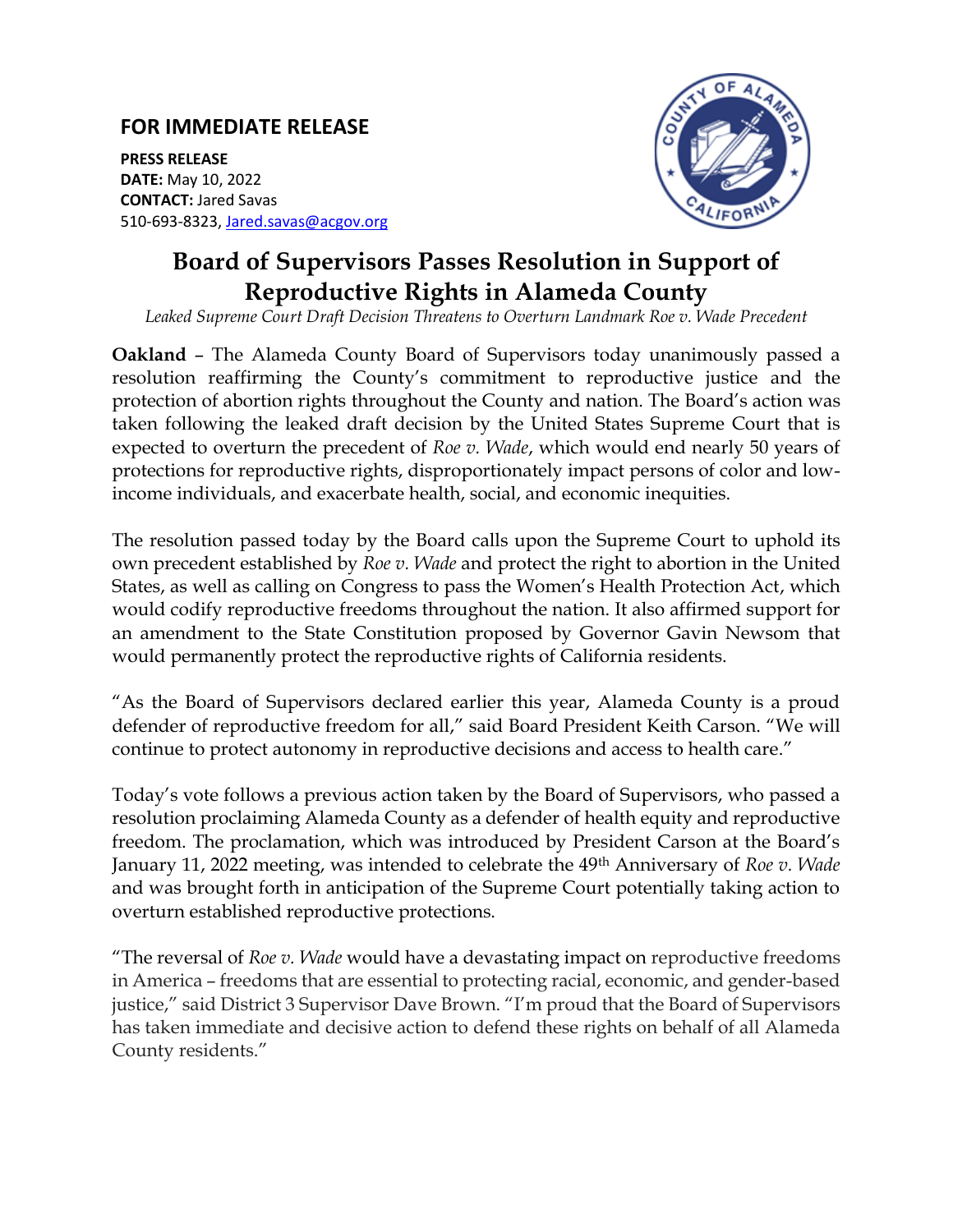## FOR IMMEDIATE RELEASE

**PRESS RELEASE**
**DATE:** May 10, 2022
**CONTACT:** Jared Savas
510-693-8323, Jared.savas@acgov.org

# Board of Supervisors Passes Resolution in Support of Reproductive Rights in Alameda County

*Leaked Supreme Court Draft Decision Threatens to Overturn Landmark Roe v. Wade Precedent*

**Oakland** – The Alameda County Board of Supervisors today unanimously passed a resolution reaffirming the County's commitment to reproductive justice and the protection of abortion rights throughout the County and nation. The Board's action was taken following the leaked draft decision by the United States Supreme Court that is expected to overturn the precedent of *Roe v. Wade*, which would end nearly 50 years of protections for reproductive rights, disproportionately impact persons of color and low-income individuals, and exacerbate health, social, and economic inequities.

The resolution passed today by the Board calls upon the Supreme Court to uphold its own precedent established by *Roe v. Wade* and protect the right to abortion in the United States, as well as calling on Congress to pass the Women's Health Protection Act, which would codify reproductive freedoms throughout the nation. It also affirmed support for an amendment to the State Constitution proposed by Governor Gavin Newsom that would permanently protect the reproductive rights of California residents.

"As the Board of Supervisors declared earlier this year, Alameda County is a proud defender of reproductive freedom for all," said Board President Keith Carson. "We will continue to protect autonomy in reproductive decisions and access to health care."

Today's vote follows a previous action taken by the Board of Supervisors, who passed a resolution proclaiming Alameda County as a defender of health equity and reproductive freedom. The proclamation, which was introduced by President Carson at the Board's January 11, 2022 meeting, was intended to celebrate the 49th Anniversary of *Roe v. Wade* and was brought forth in anticipation of the Supreme Court potentially taking action to overturn established reproductive protections.

"The reversal of *Roe v. Wade* would have a devastating impact on reproductive freedoms in America – freedoms that are essential to protecting racial, economic, and gender-based justice," said District 3 Supervisor Dave Brown. "I'm proud that the Board of Supervisors has taken immediate and decisive action to defend these rights on behalf of all Alameda County residents."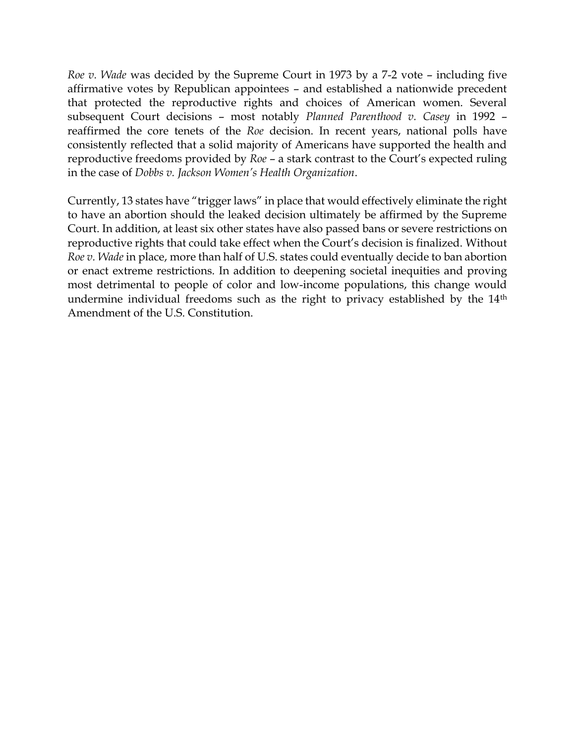*Roe v. Wade* was decided by the Supreme Court in 1973 by a 7-2 vote – including five affirmative votes by Republican appointees – and established a nationwide precedent that protected the reproductive rights and choices of American women. Several subsequent Court decisions – most notably *Planned Parenthood v. Casey* in 1992 – reaffirmed the core tenets of the *Roe* decision. In recent years, national polls have consistently reflected that a solid majority of Americans have supported the health and reproductive freedoms provided by *Roe* – a stark contrast to the Court's expected ruling in the case of *Dobbs v. Jackson Women's Health Organization*.

Currently, 13 states have "trigger laws" in place that would effectively eliminate the right to have an abortion should the leaked decision ultimately be affirmed by the Supreme Court. In addition, at least six other states have also passed bans or severe restrictions on reproductive rights that could take effect when the Court's decision is finalized. Without *Roe v. Wade* in place, more than half of U.S. states could eventually decide to ban abortion or enact extreme restrictions. In addition to deepening societal inequities and proving most detrimental to people of color and low-income populations, this change would undermine individual freedoms such as the right to privacy established by the 14th Amendment of the U.S. Constitution.